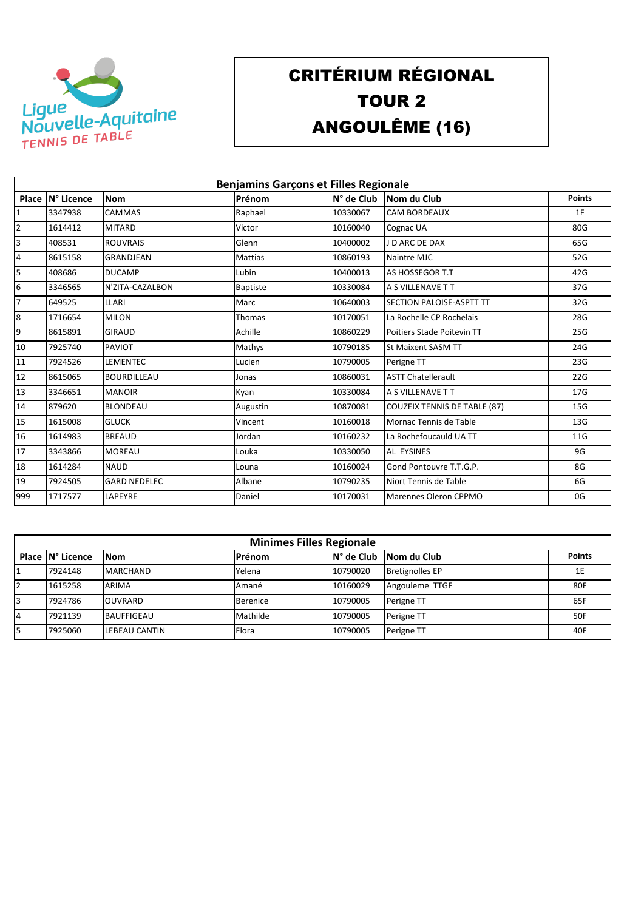Ligue Nouvelle-Aquitaine TENNIS DE TABLE

# CRITÉRIUM RÉGIONAL
# TOUR 2
# ANGOULÊME (16)

| Benjamins Garçons et Filles Regionale | | | | | | |
|---|---|---|---|---|---|---|
| **Place** | **N° Licence** | **Nom** | **Prénom** | **N° de Club** | **Nom du Club** | **Points** |
| 1 | 3347938 | CAMMAS | Raphael | 10330067 | CAM BORDEAUX | 1F |
| 2 | 1614412 | MITARD | Victor | 10160040 | Cognac UA | 80G |
| 3 | 408531 | ROUVRAIS | Glenn | 10400002 | J D ARC DE DAX | 65G |
| 4 | 8615158 | GRANDJEAN | Mattias | 10860193 | Naintre MJC | 52G |
| 5 | 408686 | DUCAMP | Lubin | 10400013 | AS HOSSEGOR T.T | 42G |
| 6 | 3346565 | N'ZITA-CAZALBON | Baptiste | 10330084 | A S VILLENAVE T T | 37G |
| 7 | 649525 | LLARI | Marc | 10640003 | SECTION PALOISE-ASPTT TT | 32G |
| 8 | 1716654 | MILON | Thomas | 10170051 | La Rochelle CP Rochelais | 28G |
| 9 | 8615891 | GIRAUD | Achille | 10860229 | Poitiers Stade Poitevin TT | 25G |
| 10 | 7925740 | PAVIOT | Mathys | 10790185 | St Maixent SASM TT | 24G |
| 11 | 7924526 | LEMENTEC | Lucien | 10790005 | Perigne TT | 23G |
| 12 | 8615065 | BOURDILLEAU | Jonas | 10860031 | ASTT Chatellerault | 22G |
| 13 | 3346651 | MANOIR | Kyan | 10330084 | A S VILLENAVE T T | 17G |
| 14 | 879620 | BLONDEAU | Augustin | 10870081 | COUZEIX TENNIS DE TABLE (87) | 15G |
| 15 | 1615008 | GLUCK | Vincent | 10160018 | Mornac Tennis de Table | 13G |
| 16 | 1614983 | BREAUD | Jordan | 10160232 | La Rochefoucauld UA TT | 11G |
| 17 | 3343866 | MOREAU | Louka | 10330050 | AL EYSINES | 9G |
| 18 | 1614284 | NAUD | Louna | 10160024 | Gond Pontouvre T.T.G.P. | 8G |
| 19 | 7924505 | GARD NEDELEC | Albane | 10790235 | Niort Tennis de Table | 6G |
| 999 | 1717577 | LAPEYRE | Daniel | 10170031 | Marennes Oleron CPPMO | 0G |

| Minimes Filles Regionale | | | | | | |
|---|---|---|---|---|---|---|
| **Place** | **N° Licence** | **Nom** | **Prénom** | **N° de Club** | **Nom du Club** | **Points** |
| 1 | 7924148 | MARCHAND | Yelena | 10790020 | Bretignolles EP | 1E |
| 2 | 1615258 | ARIMA | Amané | 10160029 | Angouleme TTGF | 80F |
| 3 | 7924786 | OUVRARD | Berenice | 10790005 | Perigne TT | 65F |
| 4 | 7921139 | BAUFFIGEAU | Mathilde | 10790005 | Perigne TT | 50F |
| 5 | 7925060 | LEBEAU CANTIN | Flora | 10790005 | Perigne TT | 40F |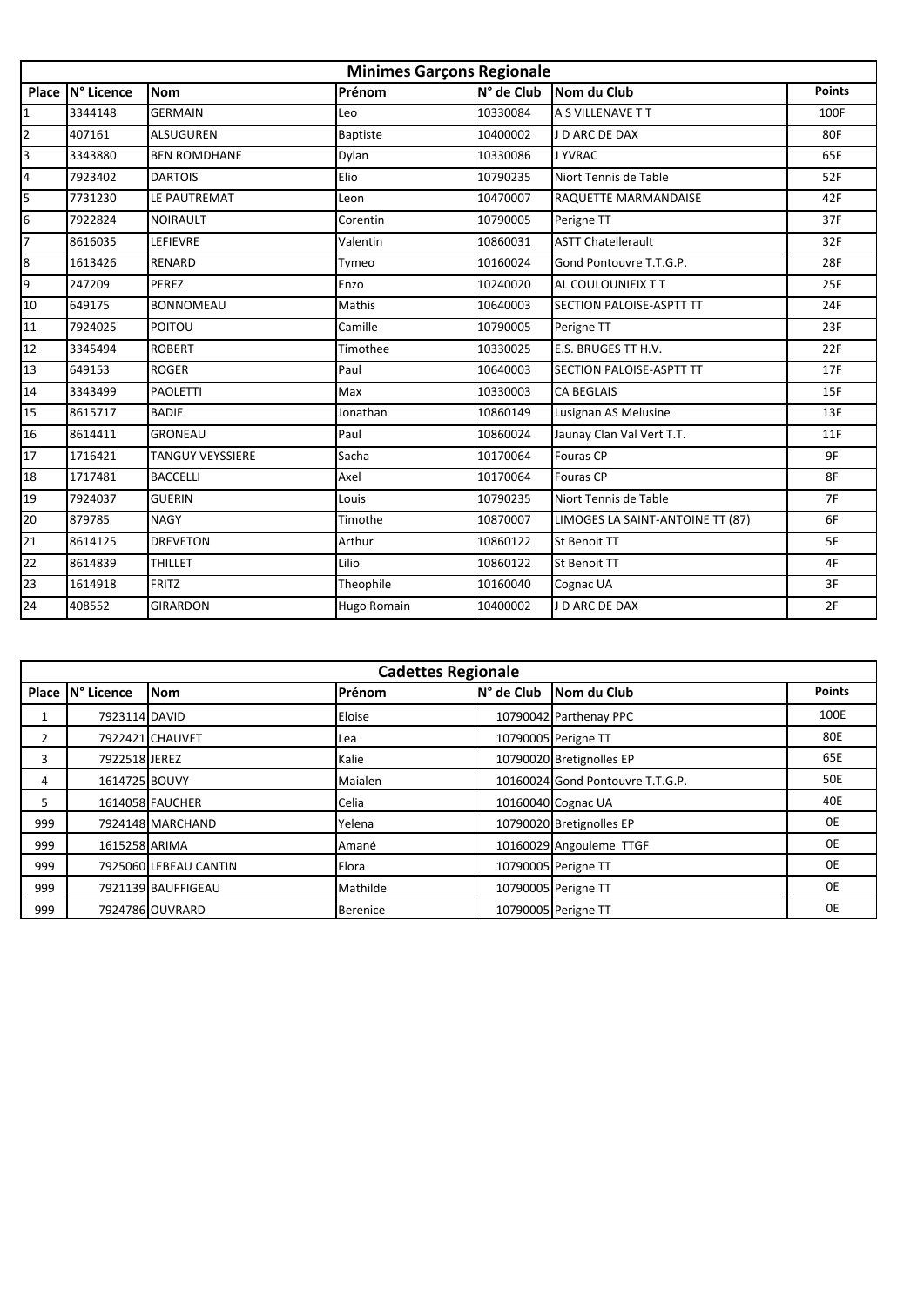| Minimes Garçons Regionale | | | | | | |
|---|---|---|---|---|---|---|
| Place | N° Licence | Nom | Prénom | N° de Club | Nom du Club | Points |
| 1 | 3344148 | GERMAIN | Leo | 10330084 | A S VILLENAVE T T | 100F |
| 2 | 407161 | ALSUGUREN | Baptiste | 10400002 | J D ARC DE DAX | 80F |
| 3 | 3343880 | BEN ROMDHANE | Dylan | 10330086 | J YVRAC | 65F |
| 4 | 7923402 | DARTOIS | Elio | 10790235 | Niort Tennis de Table | 52F |
| 5 | 7731230 | LE PAUTREMAT | Leon | 10470007 | RAQUETTE MARMANDAISE | 42F |
| 6 | 7922824 | NOIRAULT | Corentin | 10790005 | Perigne TT | 37F |
| 7 | 8616035 | LEFIEVRE | Valentin | 10860031 | ASTT Chatellerault | 32F |
| 8 | 1613426 | RENARD | Tymeo | 10160024 | Gond Pontouvre T.T.G.P. | 28F |
| 9 | 247209 | PEREZ | Enzo | 10240020 | AL COULOUNIEIX T T | 25F |
| 10 | 649175 | BONNOMEAU | Mathis | 10640003 | SECTION PALOISE-ASPTT TT | 24F |
| 11 | 7924025 | POITOU | Camille | 10790005 | Perigne TT | 23F |
| 12 | 3345494 | ROBERT | Timothee | 10330025 | E.S. BRUGES TT H.V. | 22F |
| 13 | 649153 | ROGER | Paul | 10640003 | SECTION PALOISE-ASPTT TT | 17F |
| 14 | 3343499 | PAOLETTI | Max | 10330003 | CA BEGLAIS | 15F |
| 15 | 8615717 | BADIE | Jonathan | 10860149 | Lusignan AS Melusine | 13F |
| 16 | 8614411 | GRONEAU | Paul | 10860024 | Jaunay Clan Val Vert T.T. | 11F |
| 17 | 1716421 | TANGUY VEYSSIERE | Sacha | 10170064 | Fouras CP | 9F |
| 18 | 1717481 | BACCELLI | Axel | 10170064 | Fouras CP | 8F |
| 19 | 7924037 | GUERIN | Louis | 10790235 | Niort Tennis de Table | 7F |
| 20 | 879785 | NAGY | Timothe | 10870007 | LIMOGES LA SAINT-ANTOINE TT (87) | 6F |
| 21 | 8614125 | DREVETON | Arthur | 10860122 | St Benoit TT | 5F |
| 22 | 8614839 | THILLET | Lilio | 10860122 | St Benoit TT | 4F |
| 23 | 1614918 | FRITZ | Theophile | 10160040 | Cognac UA | 3F |
| 24 | 408552 | GIRARDON | Hugo Romain | 10400002 | J D ARC DE DAX | 2F |

| Cadettes Regionale | | | | | | |
|---|---|---|---|---|---|---|
| Place | N° Licence | Nom | Prénom | N° de Club | Nom du Club | Points |
| 1 | 7923114 | DAVID | Eloise | 10790042 | Parthenay PPC | 100E |
| 2 | 7922421 | CHAUVET | Lea | 10790005 | Perigne TT | 80E |
| 3 | 7922518 | JEREZ | Kalie | 10790020 | Bretignolles EP | 65E |
| 4 | 1614725 | BOUVY | Maialen | 10160024 | Gond Pontouvre T.T.G.P. | 50E |
| 5 | 1614058 | FAUCHER | Celia | 10160040 | Cognac UA | 40E |
| 999 | 7924148 | MARCHAND | Yelena | 10790020 | Bretignolles EP | 0E |
| 999 | 1615258 | ARIMA | Amané | 10160029 | Angouleme TTGF | 0E |
| 999 | 7925060 | LEBEAU CANTIN | Flora | 10790005 | Perigne TT | 0E |
| 999 | 7921139 | BAUFFIGEAU | Mathilde | 10790005 | Perigne TT | 0E |
| 999 | 7924786 | OUVRARD | Berenice | 10790005 | Perigne TT | 0E |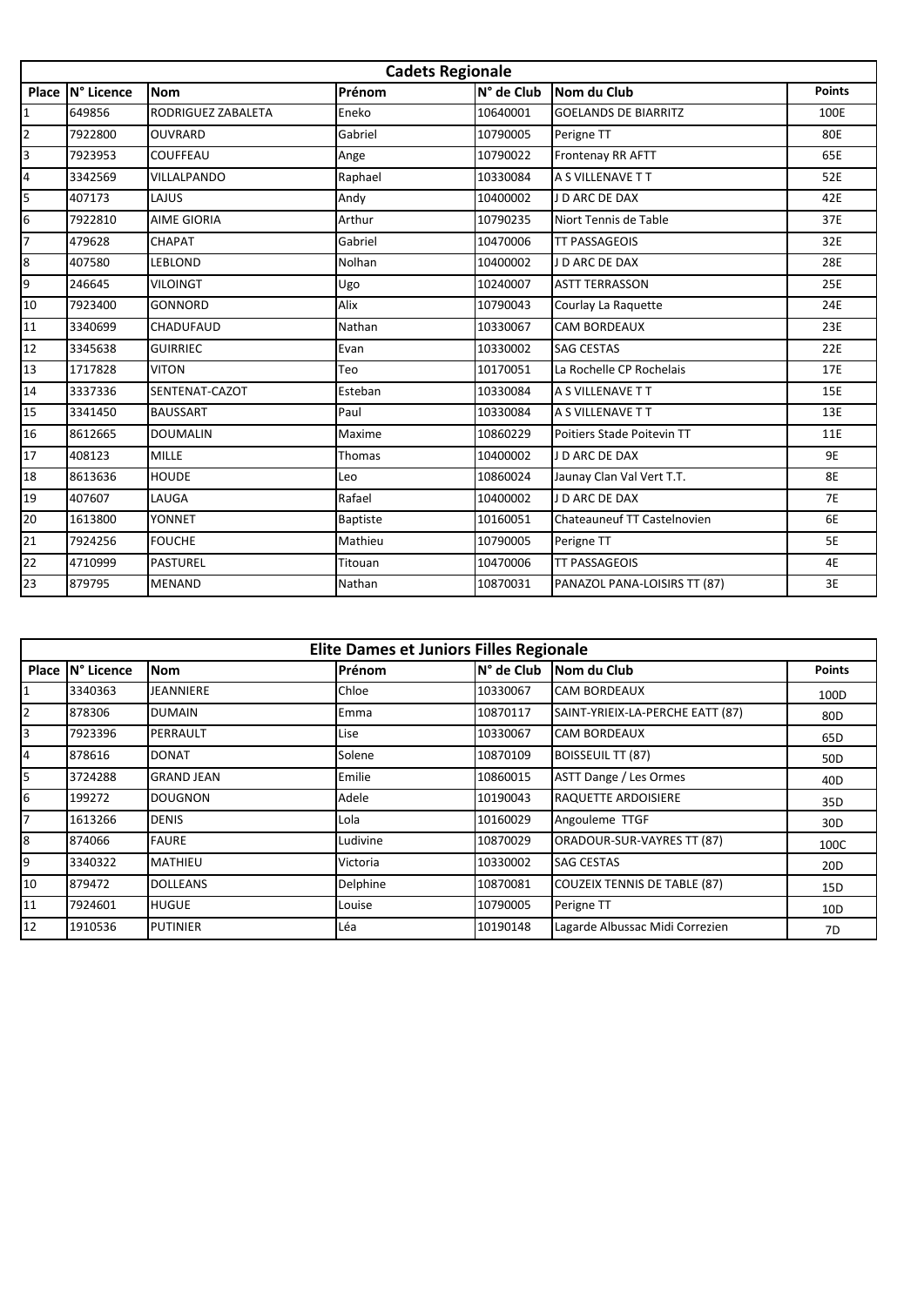| Cadets Regionale | | | | | | |
|---|---|---|---|---|---|---|
| **Place** | **N° Licence** | **Nom** | **Prénom** | **N° de Club** | **Nom du Club** | **Points** |
| 1 | 649856 | RODRIGUEZ ZABALETA | Eneko | 10640001 | GOELANDS DE BIARRITZ | 100E |
| 2 | 7922800 | OUVRARD | Gabriel | 10790005 | Perigne TT | 80E |
| 3 | 7923953 | COUFFEAU | Ange | 10790022 | Frontenay RR AFTT | 65E |
| 4 | 3342569 | VILLALPANDO | Raphael | 10330084 | A S VILLENAVE T T | 52E |
| 5 | 407173 | LAJUS | Andy | 10400002 | J D ARC DE DAX | 42E |
| 6 | 7922810 | AIME GIORIA | Arthur | 10790235 | Niort Tennis de Table | 37E |
| 7 | 479628 | CHAPAT | Gabriel | 10470006 | TT PASSAGEOIS | 32E |
| 8 | 407580 | LEBLOND | Nolhan | 10400002 | J D ARC DE DAX | 28E |
| 9 | 246645 | VILOINGT | Ugo | 10240007 | ASTT TERRASSON | 25E |
| 10 | 7923400 | GONNORD | Alix | 10790043 | Courlay La Raquette | 24E |
| 11 | 3340699 | CHADUFAUD | Nathan | 10330067 | CAM BORDEAUX | 23E |
| 12 | 3345638 | GUIRRIEC | Evan | 10330002 | SAG CESTAS | 22E |
| 13 | 1717828 | VITON | Teo | 10170051 | La Rochelle CP Rochelais | 17E |
| 14 | 3337336 | SENTENAT-CAZOT | Esteban | 10330084 | A S VILLENAVE T T | 15E |
| 15 | 3341450 | BAUSSART | Paul | 10330084 | A S VILLENAVE T T | 13E |
| 16 | 8612665 | DOUMALIN | Maxime | 10860229 | Poitiers Stade Poitevin TT | 11E |
| 17 | 408123 | MILLE | Thomas | 10400002 | J D ARC DE DAX | 9E |
| 18 | 8613636 | HOUDE | Leo | 10860024 | Jaunay Clan Val Vert T.T. | 8E |
| 19 | 407607 | LAUGA | Rafael | 10400002 | J D ARC DE DAX | 7E |
| 20 | 1613800 | YONNET | Baptiste | 10160051 | Chateauneuf TT Castelnovien | 6E |
| 21 | 7924256 | FOUCHE | Mathieu | 10790005 | Perigne TT | 5E |
| 22 | 4710999 | PASTUREL | Titouan | 10470006 | TT PASSAGEOIS | 4E |
| 23 | 879795 | MENAND | Nathan | 10870031 | PANAZOL PANA-LOISIRS TT (87) | 3E |

| Elite Dames et Juniors Filles Regionale | | | | | | |
|---|---|---|---|---|---|---|
| **Place** | **N° Licence** | **Nom** | **Prénom** | **N° de Club** | **Nom du Club** | **Points** |
| 1 | 3340363 | JEANNIERE | Chloe | 10330067 | CAM BORDEAUX | 100D |
| 2 | 878306 | DUMAIN | Emma | 10870117 | SAINT-YRIEIX-LA-PERCHE EATT (87) | 80D |
| 3 | 7923396 | PERRAULT | Lise | 10330067 | CAM BORDEAUX | 65D |
| 4 | 878616 | DONAT | Solene | 10870109 | BOISSEUIL TT (87) | 50D |
| 5 | 3724288 | GRAND JEAN | Emilie | 10860015 | ASTT Dange / Les Ormes | 40D |
| 6 | 199272 | DOUGNON | Adele | 10190043 | RAQUETTE ARDOISIERE | 35D |
| 7 | 1613266 | DENIS | Lola | 10160029 | Angouleme TTGF | 30D |
| 8 | 874066 | FAURE | Ludivine | 10870029 | ORADOUR-SUR-VAYRES TT (87) | 100C |
| 9 | 3340322 | MATHIEU | Victoria | 10330002 | SAG CESTAS | 20D |
| 10 | 879472 | DOLLEANS | Delphine | 10870081 | COUZEIX TENNIS DE TABLE (87) | 15D |
| 11 | 7924601 | HUGUE | Louise | 10790005 | Perigne TT | 10D |
| 12 | 1910536 | PUTINIER | Léa | 10190148 | Lagarde Albussac Midi Correzien | 7D |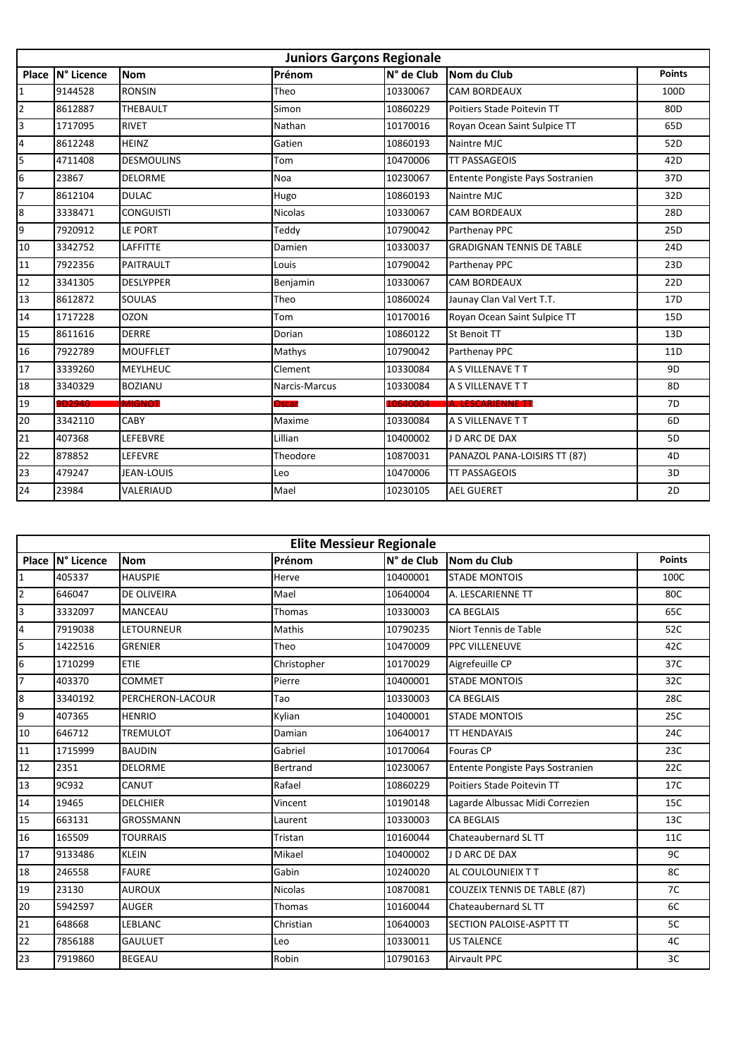| Juniors Garçons Regionale | | | | | | |
|---|---|---|---|---|---|---|
| Place | N° Licence | Nom | Prénom | N° de Club | Nom du Club | Points |
| 1 | 9144528 | RONSIN | Theo | 10330067 | CAM BORDEAUX | 100D |
| 2 | 8612887 | THEBAULT | Simon | 10860229 | Poitiers Stade Poitevin TT | 80D |
| 3 | 1717095 | RIVET | Nathan | 10170016 | Royan Ocean Saint Sulpice TT | 65D |
| 4 | 8612248 | HEINZ | Gatien | 10860193 | Naintre MJC | 52D |
| 5 | 4711408 | DESMOULINS | Tom | 10470006 | TT PASSAGEOIS | 42D |
| 6 | 23867 | DELORME | Noa | 10230067 | Entente Pongiste Pays Sostranien | 37D |
| 7 | 8612104 | DULAC | Hugo | 10860193 | Naintre MJC | 32D |
| 8 | 3338471 | CONGUISTI | Nicolas | 10330067 | CAM BORDEAUX | 28D |
| 9 | 7920912 | LE PORT | Teddy | 10790042 | Parthenay PPC | 25D |
| 10 | 3342752 | LAFFITTE | Damien | 10330037 | GRADIGNAN TENNIS DE TABLE | 24D |
| 11 | 7922356 | PAITRAULT | Louis | 10790042 | Parthenay PPC | 23D |
| 12 | 3341305 | DESLYPPER | Benjamin | 10330067 | CAM BORDEAUX | 22D |
| 13 | 8612872 | SOULAS | Theo | 10860024 | Jaunay Clan Val Vert T.T. | 17D |
| 14 | 1717228 | OZON | Tom | 10170016 | Royan Ocean Saint Sulpice TT | 15D |
| 15 | 8611616 | DERRE | Dorian | 10860122 | St Benoit TT | 13D |
| 16 | 7922789 | MOUFFLET | Mathys | 10790042 | Parthenay PPC | 11D |
| 17 | 3339260 | MEYLHEUC | Clement | 10330084 | A S VILLENAVE T T | 9D |
| 18 | 3340329 | BOZIANU | Narcis-Marcus | 10330084 | A S VILLENAVE T T | 8D |
| 19 | 802940 | MIGNOT | Oscar | 10640004 | A. LESCARIENNE TT | 7D |
| 20 | 3342110 | CABY | Maxime | 10330084 | A S VILLENAVE T T | 6D |
| 21 | 407368 | LEFEBVRE | Lillian | 10400002 | J D ARC DE DAX | 5D |
| 22 | 878852 | LEFEVRE | Theodore | 10870031 | PANAZOL PANA-LOISIRS TT (87) | 4D |
| 23 | 479247 | JEAN-LOUIS | Leo | 10470006 | TT PASSAGEOIS | 3D |
| 24 | 23984 | VALERIAUD | Mael | 10230105 | AEL GUERET | 2D |

| Elite Messieur Regionale | | | | | | |
|---|---|---|---|---|---|---|
| Place | N° Licence | Nom | Prénom | N° de Club | Nom du Club | Points |
| 1 | 405337 | HAUSPIE | Herve | 10400001 | STADE MONTOIS | 100C |
| 2 | 646047 | DE OLIVEIRA | Mael | 10640004 | A. LESCARIENNE TT | 80C |
| 3 | 3332097 | MANCEAU | Thomas | 10330003 | CA BEGLAIS | 65C |
| 4 | 7919038 | LETOURNEUR | Mathis | 10790235 | Niort Tennis de Table | 52C |
| 5 | 1422516 | GRENIER | Theo | 10470009 | PPC VILLENEUVE | 42C |
| 6 | 1710299 | ETIE | Christopher | 10170029 | Aigrefeuille CP | 37C |
| 7 | 403370 | COMMET | Pierre | 10400001 | STADE MONTOIS | 32C |
| 8 | 3340192 | PERCHERON-LACOUR | Tao | 10330003 | CA BEGLAIS | 28C |
| 9 | 407365 | HENRIO | Kylian | 10400001 | STADE MONTOIS | 25C |
| 10 | 646712 | TREMULOT | Damian | 10640017 | TT HENDAYAIS | 24C |
| 11 | 1715999 | BAUDIN | Gabriel | 10170064 | Fouras CP | 23C |
| 12 | 2351 | DELORME | Bertrand | 10230067 | Entente Pongiste Pays Sostranien | 22C |
| 13 | 9C932 | CANUT | Rafael | 10860229 | Poitiers Stade Poitevin TT | 17C |
| 14 | 19465 | DELCHIER | Vincent | 10190148 | Lagarde Albussac Midi Correzien | 15C |
| 15 | 663131 | GROSSMANN | Laurent | 10330003 | CA BEGLAIS | 13C |
| 16 | 165509 | TOURRAIS | Tristan | 10160044 | Chateaubernard SL TT | 11C |
| 17 | 9133486 | KLEIN | Mikael | 10400002 | J D ARC DE DAX | 9C |
| 18 | 246558 | FAURE | Gabin | 10240020 | AL COULOUNIEIX T T | 8C |
| 19 | 23130 | AUROUX | Nicolas | 10870081 | COUZEIX TENNIS DE TABLE (87) | 7C |
| 20 | 5942597 | AUGER | Thomas | 10160044 | Chateaubernard SL TT | 6C |
| 21 | 648668 | LEBLANC | Christian | 10640003 | SECTION PALOISE-ASPTT TT | 5C |
| 22 | 7856188 | GAULUET | Leo | 10330011 | US TALENCE | 4C |
| 23 | 7919860 | BEGEAU | Robin | 10790163 | Airvault PPC | 3C |